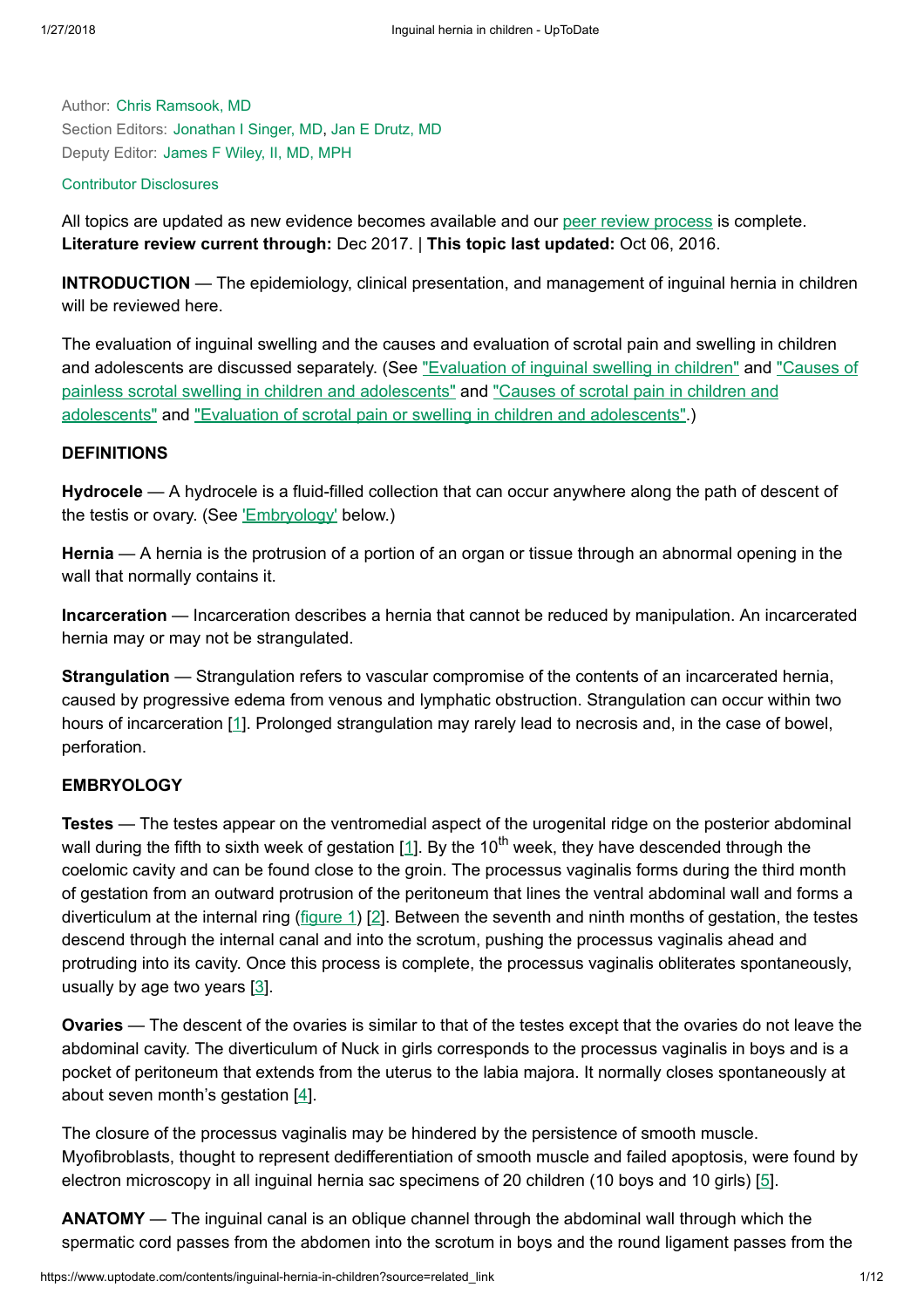Author: Chris Ramsook, MD
Section Editors: Jonathan I Singer, MD, Jan E Drutz, MD
Deputy Editor: James F Wiley, II, MD, MPH

Contributor Disclosures

All topics are updated as new evidence becomes available and our peer review process is complete.
**Literature review current through:** Dec 2017. | **This topic last updated:** Oct 06, 2016.

**INTRODUCTION** — The epidemiology, clinical presentation, and management of inguinal hernia in children will be reviewed here.

The evaluation of inguinal swelling and the causes and evaluation of scrotal pain and swelling in children and adolescents are discussed separately. (See "Evaluation of inguinal swelling in children" and "Causes of painless scrotal swelling in children and adolescents" and "Causes of scrotal pain in children and adolescents" and "Evaluation of scrotal pain or swelling in children and adolescents".)

## DEFINITIONS

**Hydrocele** — A hydrocele is a fluid-filled collection that can occur anywhere along the path of descent of the testis or ovary. (See 'Embryology' below.)

**Hernia** — A hernia is the protrusion of a portion of an organ or tissue through an abnormal opening in the wall that normally contains it.

**Incarceration** — Incarceration describes a hernia that cannot be reduced by manipulation. An incarcerated hernia may or may not be strangulated.

**Strangulation** — Strangulation refers to vascular compromise of the contents of an incarcerated hernia, caused by progressive edema from venous and lymphatic obstruction. Strangulation can occur within two hours of incarceration [1]. Prolonged strangulation may rarely lead to necrosis and, in the case of bowel, perforation.

## EMBRYOLOGY

**Testes** — The testes appear on the ventromedial aspect of the urogenital ridge on the posterior abdominal wall during the fifth to sixth week of gestation [1]. By the 10th week, they have descended through the coelomic cavity and can be found close to the groin. The processus vaginalis forms during the third month of gestation from an outward protrusion of the peritoneum that lines the ventral abdominal wall and forms a diverticulum at the internal ring (figure 1) [2]. Between the seventh and ninth months of gestation, the testes descend through the internal canal and into the scrotum, pushing the processus vaginalis ahead and protruding into its cavity. Once this process is complete, the processus vaginalis obliterates spontaneously, usually by age two years [3].

**Ovaries** — The descent of the ovaries is similar to that of the testes except that the ovaries do not leave the abdominal cavity. The diverticulum of Nuck in girls corresponds to the processus vaginalis in boys and is a pocket of peritoneum that extends from the uterus to the labia majora. It normally closes spontaneously at about seven month's gestation [4].

The closure of the processus vaginalis may be hindered by the persistence of smooth muscle. Myofibroblasts, thought to represent dedifferentiation of smooth muscle and failed apoptosis, were found by electron microscopy in all inguinal hernia sac specimens of 20 children (10 boys and 10 girls) [5].

**ANATOMY** — The inguinal canal is an oblique channel through the abdominal wall through which the spermatic cord passes from the abdomen into the scrotum in boys and the round ligament passes from the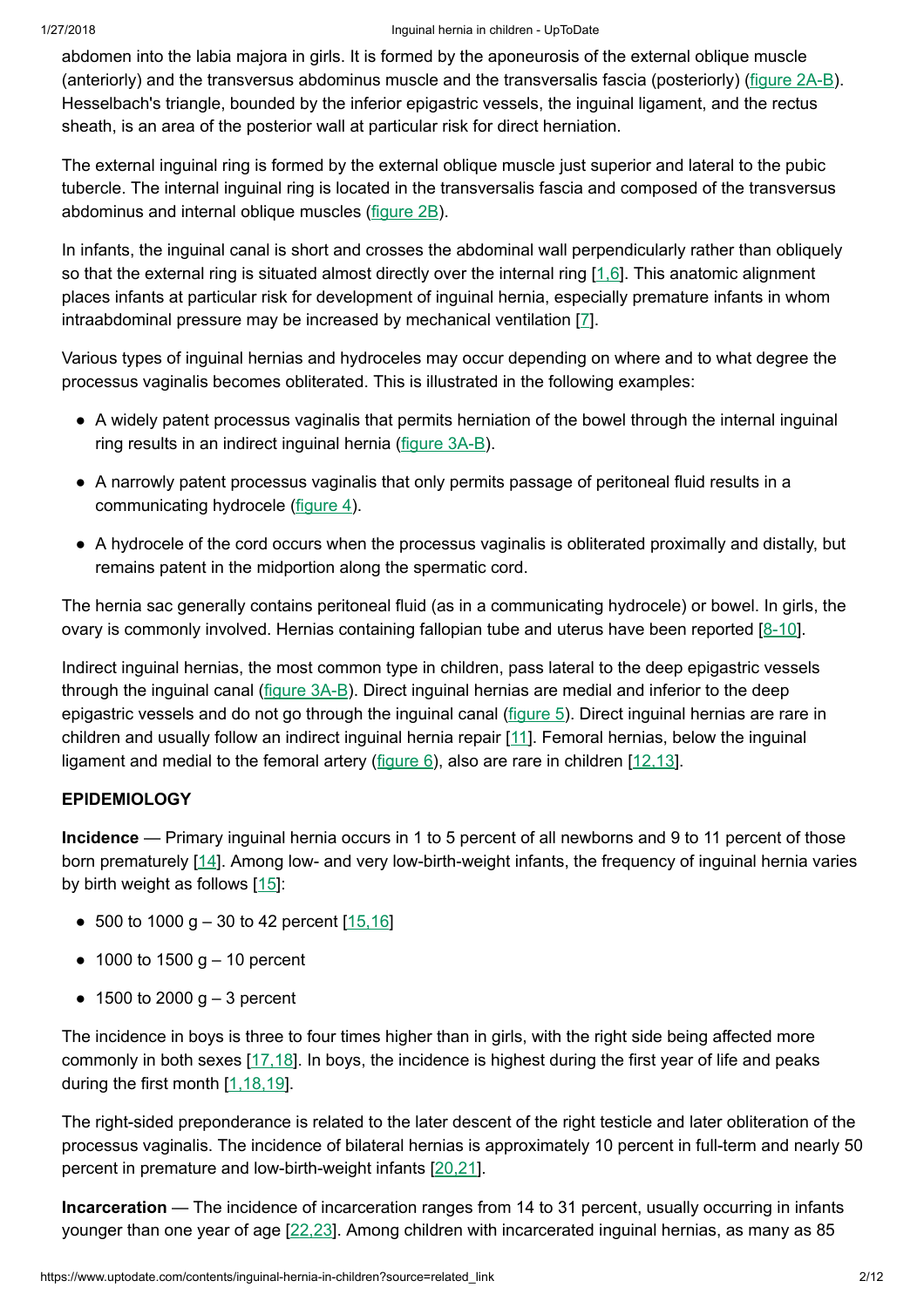abdomen into the labia majora in girls. It is formed by the aponeurosis of the external oblique muscle (anteriorly) and the transversus abdominus muscle and the transversalis fascia (posteriorly) (figure 2A-B). Hesselbach's triangle, bounded by the inferior epigastric vessels, the inguinal ligament, and the rectus sheath, is an area of the posterior wall at particular risk for direct herniation.

The external inguinal ring is formed by the external oblique muscle just superior and lateral to the pubic tubercle. The internal inguinal ring is located in the transversalis fascia and composed of the transversus abdominus and internal oblique muscles (figure 2B).

In infants, the inguinal canal is short and crosses the abdominal wall perpendicularly rather than obliquely so that the external ring is situated almost directly over the internal ring [1,6]. This anatomic alignment places infants at particular risk for development of inguinal hernia, especially premature infants in whom intraabdominal pressure may be increased by mechanical ventilation [7].

Various types of inguinal hernias and hydroceles may occur depending on where and to what degree the processus vaginalis becomes obliterated. This is illustrated in the following examples:

- A widely patent processus vaginalis that permits herniation of the bowel through the internal inguinal ring results in an indirect inguinal hernia (figure 3A-B).
- A narrowly patent processus vaginalis that only permits passage of peritoneal fluid results in a communicating hydrocele (figure 4).
- A hydrocele of the cord occurs when the processus vaginalis is obliterated proximally and distally, but remains patent in the midportion along the spermatic cord.

The hernia sac generally contains peritoneal fluid (as in a communicating hydrocele) or bowel. In girls, the ovary is commonly involved. Hernias containing fallopian tube and uterus have been reported [8-10].

Indirect inguinal hernias, the most common type in children, pass lateral to the deep epigastric vessels through the inguinal canal (figure 3A-B). Direct inguinal hernias are medial and inferior to the deep epigastric vessels and do not go through the inguinal canal (figure 5). Direct inguinal hernias are rare in children and usually follow an indirect inguinal hernia repair [11]. Femoral hernias, below the inguinal ligament and medial to the femoral artery (figure 6), also are rare in children [12,13].

## EPIDEMIOLOGY

**Incidence** — Primary inguinal hernia occurs in 1 to 5 percent of all newborns and 9 to 11 percent of those born prematurely [14]. Among low- and very low-birth-weight infants, the frequency of inguinal hernia varies by birth weight as follows [15]:

- 500 to 1000 g – 30 to 42 percent [15,16]
- 1000 to 1500 g – 10 percent
- 1500 to 2000 g – 3 percent

The incidence in boys is three to four times higher than in girls, with the right side being affected more commonly in both sexes [17,18]. In boys, the incidence is highest during the first year of life and peaks during the first month [1,18,19].

The right-sided preponderance is related to the later descent of the right testicle and later obliteration of the processus vaginalis. The incidence of bilateral hernias is approximately 10 percent in full-term and nearly 50 percent in premature and low-birth-weight infants [20,21].

**Incarceration** — The incidence of incarceration ranges from 14 to 31 percent, usually occurring in infants younger than one year of age [22,23]. Among children with incarcerated inguinal hernias, as many as 85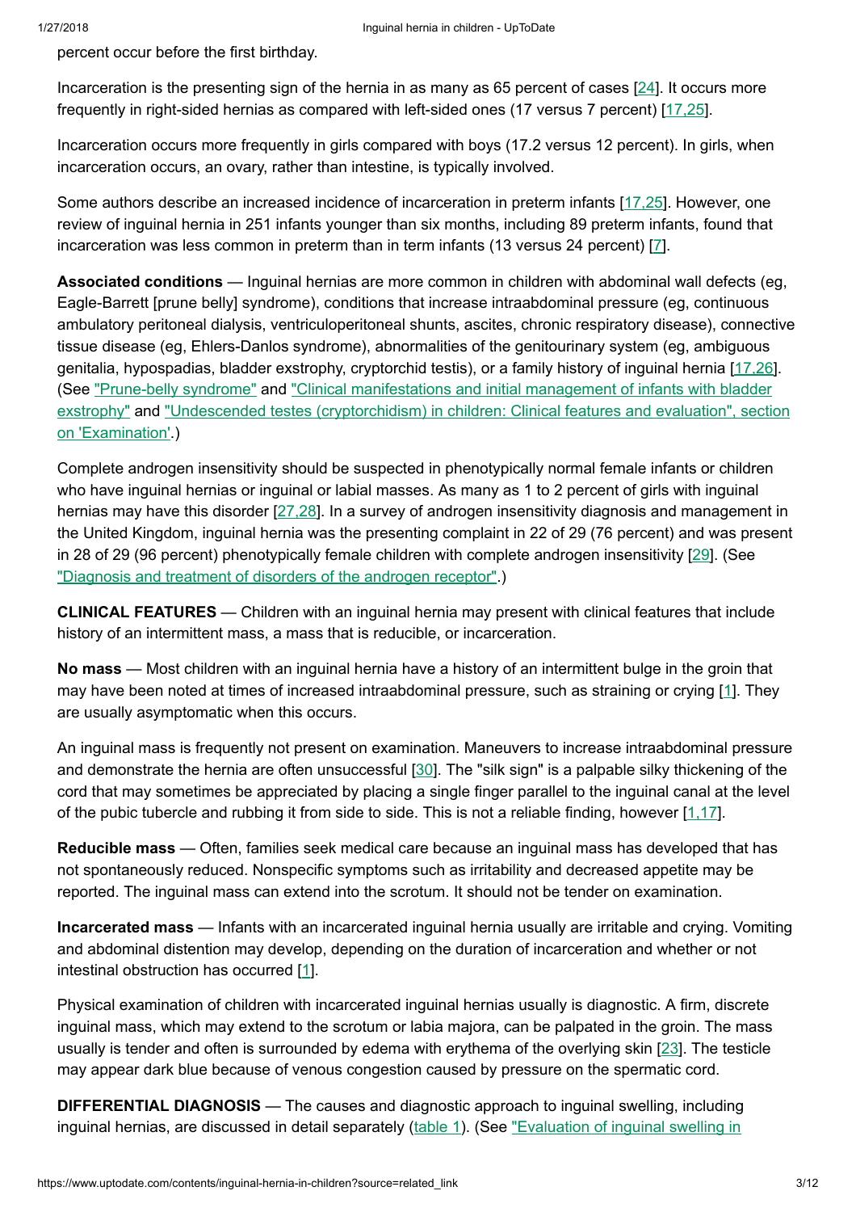percent occur before the first birthday.

Incarceration is the presenting sign of the hernia in as many as 65 percent of cases [24]. It occurs more frequently in right-sided hernias as compared with left-sided ones (17 versus 7 percent) [17,25].

Incarceration occurs more frequently in girls compared with boys (17.2 versus 12 percent). In girls, when incarceration occurs, an ovary, rather than intestine, is typically involved.

Some authors describe an increased incidence of incarceration in preterm infants [17,25]. However, one review of inguinal hernia in 251 infants younger than six months, including 89 preterm infants, found that incarceration was less common in preterm than in term infants (13 versus 24 percent) [7].

**Associated conditions** — Inguinal hernias are more common in children with abdominal wall defects (eg, Eagle-Barrett [prune belly] syndrome), conditions that increase intraabdominal pressure (eg, continuous ambulatory peritoneal dialysis, ventriculoperitoneal shunts, ascites, chronic respiratory disease), connective tissue disease (eg, Ehlers-Danlos syndrome), abnormalities of the genitourinary system (eg, ambiguous genitalia, hypospadias, bladder exstrophy, cryptorchid testis), or a family history of inguinal hernia [17,26]. (See "Prune-belly syndrome" and "Clinical manifestations and initial management of infants with bladder exstrophy" and "Undescended testes (cryptorchidism) in children: Clinical features and evaluation", section on 'Examination'.)

Complete androgen insensitivity should be suspected in phenotypically normal female infants or children who have inguinal hernias or inguinal or labial masses. As many as 1 to 2 percent of girls with inguinal hernias may have this disorder [27,28]. In a survey of androgen insensitivity diagnosis and management in the United Kingdom, inguinal hernia was the presenting complaint in 22 of 29 (76 percent) and was present in 28 of 29 (96 percent) phenotypically female children with complete androgen insensitivity [29]. (See "Diagnosis and treatment of disorders of the androgen receptor".)

**CLINICAL FEATURES** — Children with an inguinal hernia may present with clinical features that include history of an intermittent mass, a mass that is reducible, or incarceration.

**No mass** — Most children with an inguinal hernia have a history of an intermittent bulge in the groin that may have been noted at times of increased intraabdominal pressure, such as straining or crying [1]. They are usually asymptomatic when this occurs.

An inguinal mass is frequently not present on examination. Maneuvers to increase intraabdominal pressure and demonstrate the hernia are often unsuccessful [30]. The "silk sign" is a palpable silky thickening of the cord that may sometimes be appreciated by placing a single finger parallel to the inguinal canal at the level of the pubic tubercle and rubbing it from side to side. This is not a reliable finding, however [1,17].

**Reducible mass** — Often, families seek medical care because an inguinal mass has developed that has not spontaneously reduced. Nonspecific symptoms such as irritability and decreased appetite may be reported. The inguinal mass can extend into the scrotum. It should not be tender on examination.

**Incarcerated mass** — Infants with an incarcerated inguinal hernia usually are irritable and crying. Vomiting and abdominal distention may develop, depending on the duration of incarceration and whether or not intestinal obstruction has occurred [1].

Physical examination of children with incarcerated inguinal hernias usually is diagnostic. A firm, discrete inguinal mass, which may extend to the scrotum or labia majora, can be palpated in the groin. The mass usually is tender and often is surrounded by edema with erythema of the overlying skin [23]. The testicle may appear dark blue because of venous congestion caused by pressure on the spermatic cord.

**DIFFERENTIAL DIAGNOSIS** — The causes and diagnostic approach to inguinal swelling, including inguinal hernias, are discussed in detail separately (table 1). (See "Evaluation of inguinal swelling in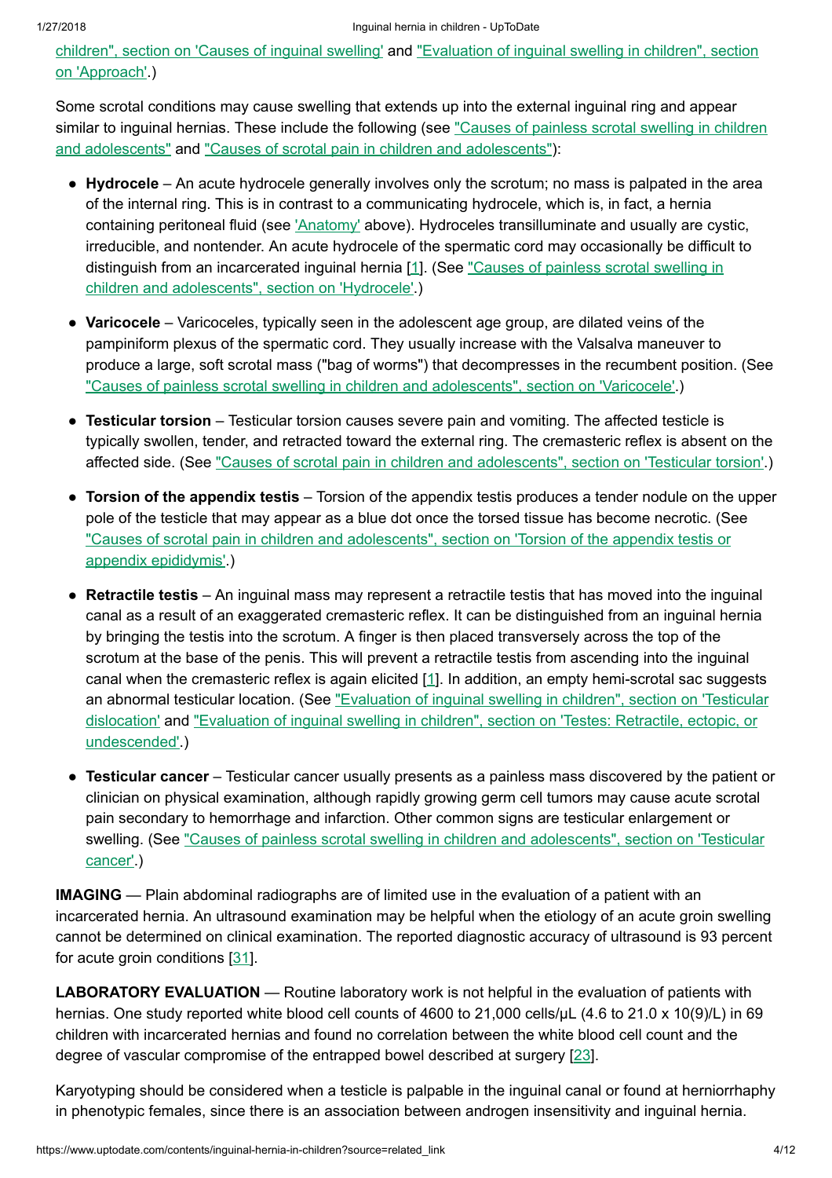children", section on 'Causes of inguinal swelling' and "Evaluation of inguinal swelling in children", section on 'Approach'.)

Some scrotal conditions may cause swelling that extends up into the external inguinal ring and appear similar to inguinal hernias. These include the following (see "Causes of painless scrotal swelling in children and adolescents" and "Causes of scrotal pain in children and adolescents"):

- **Hydrocele** – An acute hydrocele generally involves only the scrotum; no mass is palpated in the area of the internal ring. This is in contrast to a communicating hydrocele, which is, in fact, a hernia containing peritoneal fluid (see 'Anatomy' above). Hydroceles transilluminate and usually are cystic, irreducible, and nontender. An acute hydrocele of the spermatic cord may occasionally be difficult to distinguish from an incarcerated inguinal hernia [1]. (See "Causes of painless scrotal swelling in children and adolescents", section on 'Hydrocele'.)

- **Varicocele** – Varicoceles, typically seen in the adolescent age group, are dilated veins of the pampiniform plexus of the spermatic cord. They usually increase with the Valsalva maneuver to produce a large, soft scrotal mass ("bag of worms") that decompresses in the recumbent position. (See "Causes of painless scrotal swelling in children and adolescents", section on 'Varicocele'.)

- **Testicular torsion** – Testicular torsion causes severe pain and vomiting. The affected testicle is typically swollen, tender, and retracted toward the external ring. The cremasteric reflex is absent on the affected side. (See "Causes of scrotal pain in children and adolescents", section on 'Testicular torsion'.)

- **Torsion of the appendix testis** – Torsion of the appendix testis produces a tender nodule on the upper pole of the testicle that may appear as a blue dot once the torsed tissue has become necrotic. (See "Causes of scrotal pain in children and adolescents", section on 'Torsion of the appendix testis or appendix epididymis'.)

- **Retractile testis** – An inguinal mass may represent a retractile testis that has moved into the inguinal canal as a result of an exaggerated cremasteric reflex. It can be distinguished from an inguinal hernia by bringing the testis into the scrotum. A finger is then placed transversely across the top of the scrotum at the base of the penis. This will prevent a retractile testis from ascending into the inguinal canal when the cremasteric reflex is again elicited [1]. In addition, an empty hemi-scrotal sac suggests an abnormal testicular location. (See "Evaluation of inguinal swelling in children", section on 'Testicular dislocation' and "Evaluation of inguinal swelling in children", section on 'Testes: Retractile, ectopic, or undescended'.)

- **Testicular cancer** – Testicular cancer usually presents as a painless mass discovered by the patient or clinician on physical examination, although rapidly growing germ cell tumors may cause acute scrotal pain secondary to hemorrhage and infarction. Other common signs are testicular enlargement or swelling. (See "Causes of painless scrotal swelling in children and adolescents", section on 'Testicular cancer'.)

**IMAGING** — Plain abdominal radiographs are of limited use in the evaluation of a patient with an incarcerated hernia. An ultrasound examination may be helpful when the etiology of an acute groin swelling cannot be determined on clinical examination. The reported diagnostic accuracy of ultrasound is 93 percent for acute groin conditions [31].

**LABORATORY EVALUATION** — Routine laboratory work is not helpful in the evaluation of patients with hernias. One study reported white blood cell counts of 4600 to 21,000 cells/µL (4.6 to 21.0 x 10(9)/L) in 69 children with incarcerated hernias and found no correlation between the white blood cell count and the degree of vascular compromise of the entrapped bowel described at surgery [23].

Karyotyping should be considered when a testicle is palpable in the inguinal canal or found at herniorrhaphy in phenotypic females, since there is an association between androgen insensitivity and inguinal hernia.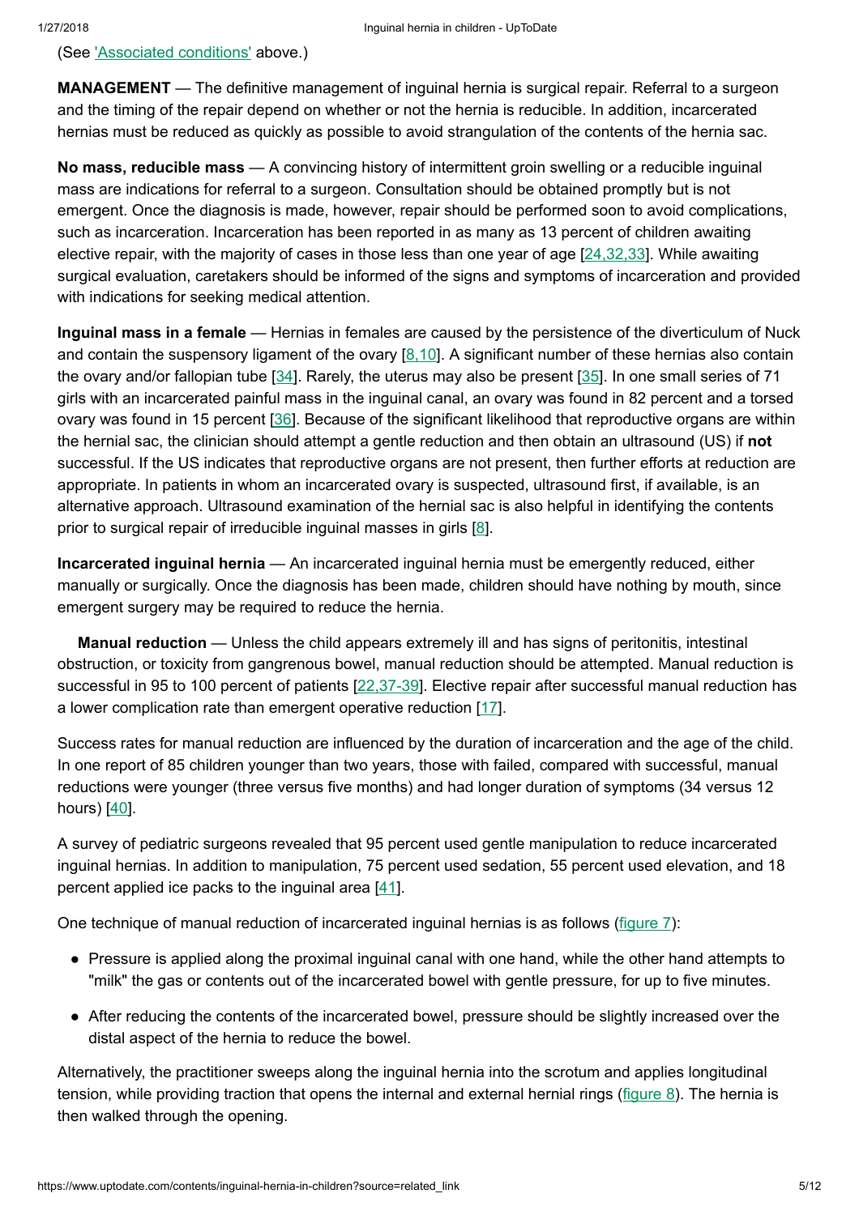(See 'Associated conditions' above.)

**MANAGEMENT** — The definitive management of inguinal hernia is surgical repair. Referral to a surgeon and the timing of the repair depend on whether or not the hernia is reducible. In addition, incarcerated hernias must be reduced as quickly as possible to avoid strangulation of the contents of the hernia sac.

**No mass, reducible mass** — A convincing history of intermittent groin swelling or a reducible inguinal mass are indications for referral to a surgeon. Consultation should be obtained promptly but is not emergent. Once the diagnosis is made, however, repair should be performed soon to avoid complications, such as incarceration. Incarceration has been reported in as many as 13 percent of children awaiting elective repair, with the majority of cases in those less than one year of age [24,32,33]. While awaiting surgical evaluation, caretakers should be informed of the signs and symptoms of incarceration and provided with indications for seeking medical attention.

**Inguinal mass in a female** — Hernias in females are caused by the persistence of the diverticulum of Nuck and contain the suspensory ligament of the ovary [8,10]. A significant number of these hernias also contain the ovary and/or fallopian tube [34]. Rarely, the uterus may also be present [35]. In one small series of 71 girls with an incarcerated painful mass in the inguinal canal, an ovary was found in 82 percent and a torsed ovary was found in 15 percent [36]. Because of the significant likelihood that reproductive organs are within the hernial sac, the clinician should attempt a gentle reduction and then obtain an ultrasound (US) if **not** successful. If the US indicates that reproductive organs are not present, then further efforts at reduction are appropriate. In patients in whom an incarcerated ovary is suspected, ultrasound first, if available, is an alternative approach. Ultrasound examination of the hernial sac is also helpful in identifying the contents prior to surgical repair of irreducible inguinal masses in girls [8].

**Incarcerated inguinal hernia** — An incarcerated inguinal hernia must be emergently reduced, either manually or surgically. Once the diagnosis has been made, children should have nothing by mouth, since emergent surgery may be required to reduce the hernia.

**Manual reduction** — Unless the child appears extremely ill and has signs of peritonitis, intestinal obstruction, or toxicity from gangrenous bowel, manual reduction should be attempted. Manual reduction is successful in 95 to 100 percent of patients [22,37-39]. Elective repair after successful manual reduction has a lower complication rate than emergent operative reduction [17].

Success rates for manual reduction are influenced by the duration of incarceration and the age of the child. In one report of 85 children younger than two years, those with failed, compared with successful, manual reductions were younger (three versus five months) and had longer duration of symptoms (34 versus 12 hours) [40].

A survey of pediatric surgeons revealed that 95 percent used gentle manipulation to reduce incarcerated inguinal hernias. In addition to manipulation, 75 percent used sedation, 55 percent used elevation, and 18 percent applied ice packs to the inguinal area [41].

One technique of manual reduction of incarcerated inguinal hernias is as follows (figure 7):

- Pressure is applied along the proximal inguinal canal with one hand, while the other hand attempts to "milk" the gas or contents out of the incarcerated bowel with gentle pressure, for up to five minutes.
- After reducing the contents of the incarcerated bowel, pressure should be slightly increased over the distal aspect of the hernia to reduce the bowel.

Alternatively, the practitioner sweeps along the inguinal hernia into the scrotum and applies longitudinal tension, while providing traction that opens the internal and external hernial rings (figure 8). The hernia is then walked through the opening.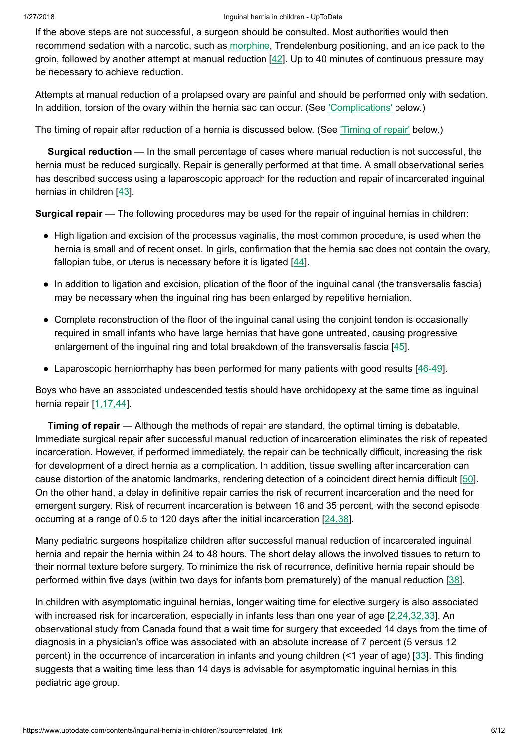If the above steps are not successful, a surgeon should be consulted. Most authorities would then recommend sedation with a narcotic, such as morphine, Trendelenburg positioning, and an ice pack to the groin, followed by another attempt at manual reduction [42]. Up to 40 minutes of continuous pressure may be necessary to achieve reduction.

Attempts at manual reduction of a prolapsed ovary are painful and should be performed only with sedation. In addition, torsion of the ovary within the hernia sac can occur. (See 'Complications' below.)

The timing of repair after reduction of a hernia is discussed below. (See 'Timing of repair' below.)

**Surgical reduction** — In the small percentage of cases where manual reduction is not successful, the hernia must be reduced surgically. Repair is generally performed at that time. A small observational series has described success using a laparoscopic approach for the reduction and repair of incarcerated inguinal hernias in children [43].

**Surgical repair** — The following procedures may be used for the repair of inguinal hernias in children:

- High ligation and excision of the processus vaginalis, the most common procedure, is used when the hernia is small and of recent onset. In girls, confirmation that the hernia sac does not contain the ovary, fallopian tube, or uterus is necessary before it is ligated [44].
- In addition to ligation and excision, plication of the floor of the inguinal canal (the transversalis fascia) may be necessary when the inguinal ring has been enlarged by repetitive herniation.
- Complete reconstruction of the floor of the inguinal canal using the conjoint tendon is occasionally required in small infants who have large hernias that have gone untreated, causing progressive enlargement of the inguinal ring and total breakdown of the transversalis fascia [45].
- Laparoscopic herniorrhaphy has been performed for many patients with good results [46-49].

Boys who have an associated undescended testis should have orchidopexy at the same time as inguinal hernia repair [1,17,44].

**Timing of repair** — Although the methods of repair are standard, the optimal timing is debatable. Immediate surgical repair after successful manual reduction of incarceration eliminates the risk of repeated incarceration. However, if performed immediately, the repair can be technically difficult, increasing the risk for development of a direct hernia as a complication. In addition, tissue swelling after incarceration can cause distortion of the anatomic landmarks, rendering detection of a coincident direct hernia difficult [50]. On the other hand, a delay in definitive repair carries the risk of recurrent incarceration and the need for emergent surgery. Risk of recurrent incarceration is between 16 and 35 percent, with the second episode occurring at a range of 0.5 to 120 days after the initial incarceration [24,38].

Many pediatric surgeons hospitalize children after successful manual reduction of incarcerated inguinal hernia and repair the hernia within 24 to 48 hours. The short delay allows the involved tissues to return to their normal texture before surgery. To minimize the risk of recurrence, definitive hernia repair should be performed within five days (within two days for infants born prematurely) of the manual reduction [38].

In children with asymptomatic inguinal hernias, longer waiting time for elective surgery is also associated with increased risk for incarceration, especially in infants less than one year of age [2,24,32,33]. An observational study from Canada found that a wait time for surgery that exceeded 14 days from the time of diagnosis in a physician's office was associated with an absolute increase of 7 percent (5 versus 12 percent) in the occurrence of incarceration in infants and young children (<1 year of age) [33]. This finding suggests that a waiting time less than 14 days is advisable for asymptomatic inguinal hernias in this pediatric age group.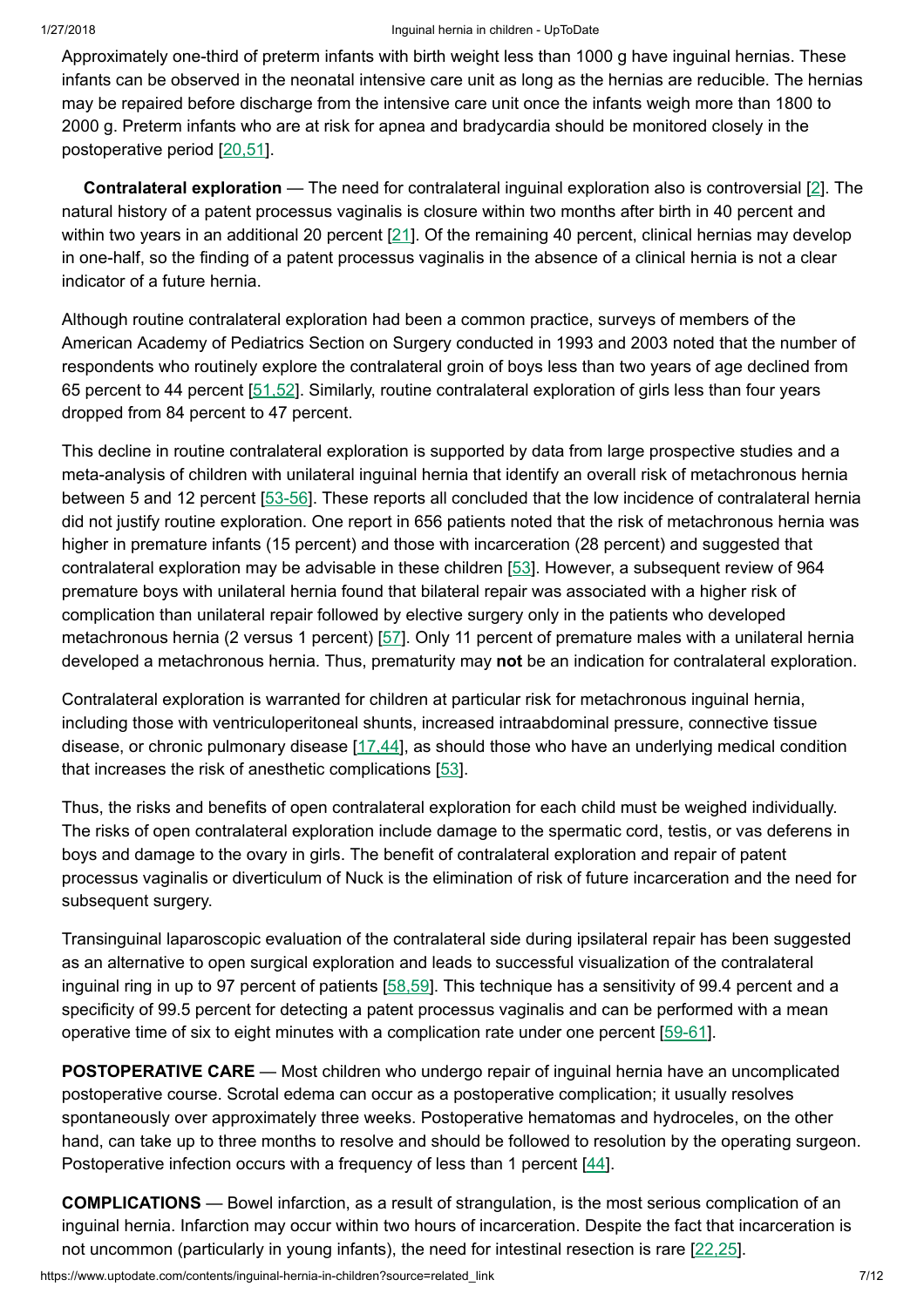Approximately one-third of preterm infants with birth weight less than 1000 g have inguinal hernias. These infants can be observed in the neonatal intensive care unit as long as the hernias are reducible. The hernias may be repaired before discharge from the intensive care unit once the infants weigh more than 1800 to 2000 g. Preterm infants who are at risk for apnea and bradycardia should be monitored closely in the postoperative period [20,51].

**Contralateral exploration** — The need for contralateral inguinal exploration also is controversial [2]. The natural history of a patent processus vaginalis is closure within two months after birth in 40 percent and within two years in an additional 20 percent [21]. Of the remaining 40 percent, clinical hernias may develop in one-half, so the finding of a patent processus vaginalis in the absence of a clinical hernia is not a clear indicator of a future hernia.

Although routine contralateral exploration had been a common practice, surveys of members of the American Academy of Pediatrics Section on Surgery conducted in 1993 and 2003 noted that the number of respondents who routinely explore the contralateral groin of boys less than two years of age declined from 65 percent to 44 percent [51,52]. Similarly, routine contralateral exploration of girls less than four years dropped from 84 percent to 47 percent.

This decline in routine contralateral exploration is supported by data from large prospective studies and a meta-analysis of children with unilateral inguinal hernia that identify an overall risk of metachronous hernia between 5 and 12 percent [53-56]. These reports all concluded that the low incidence of contralateral hernia did not justify routine exploration. One report in 656 patients noted that the risk of metachronous hernia was higher in premature infants (15 percent) and those with incarceration (28 percent) and suggested that contralateral exploration may be advisable in these children [53]. However, a subsequent review of 964 premature boys with unilateral hernia found that bilateral repair was associated with a higher risk of complication than unilateral repair followed by elective surgery only in the patients who developed metachronous hernia (2 versus 1 percent) [57]. Only 11 percent of premature males with a unilateral hernia developed a metachronous hernia. Thus, prematurity may **not** be an indication for contralateral exploration.

Contralateral exploration is warranted for children at particular risk for metachronous inguinal hernia, including those with ventriculoperitoneal shunts, increased intraabdominal pressure, connective tissue disease, or chronic pulmonary disease [17,44], as should those who have an underlying medical condition that increases the risk of anesthetic complications [53].

Thus, the risks and benefits of open contralateral exploration for each child must be weighed individually. The risks of open contralateral exploration include damage to the spermatic cord, testis, or vas deferens in boys and damage to the ovary in girls. The benefit of contralateral exploration and repair of patent processus vaginalis or diverticulum of Nuck is the elimination of risk of future incarceration and the need for subsequent surgery.

Transinguinal laparoscopic evaluation of the contralateral side during ipsilateral repair has been suggested as an alternative to open surgical exploration and leads to successful visualization of the contralateral inguinal ring in up to 97 percent of patients [58,59]. This technique has a sensitivity of 99.4 percent and a specificity of 99.5 percent for detecting a patent processus vaginalis and can be performed with a mean operative time of six to eight minutes with a complication rate under one percent [59-61].

**POSTOPERATIVE CARE** — Most children who undergo repair of inguinal hernia have an uncomplicated postoperative course. Scrotal edema can occur as a postoperative complication; it usually resolves spontaneously over approximately three weeks. Postoperative hematomas and hydroceles, on the other hand, can take up to three months to resolve and should be followed to resolution by the operating surgeon. Postoperative infection occurs with a frequency of less than 1 percent [44].

**COMPLICATIONS** — Bowel infarction, as a result of strangulation, is the most serious complication of an inguinal hernia. Infarction may occur within two hours of incarceration. Despite the fact that incarceration is not uncommon (particularly in young infants), the need for intestinal resection is rare [22,25].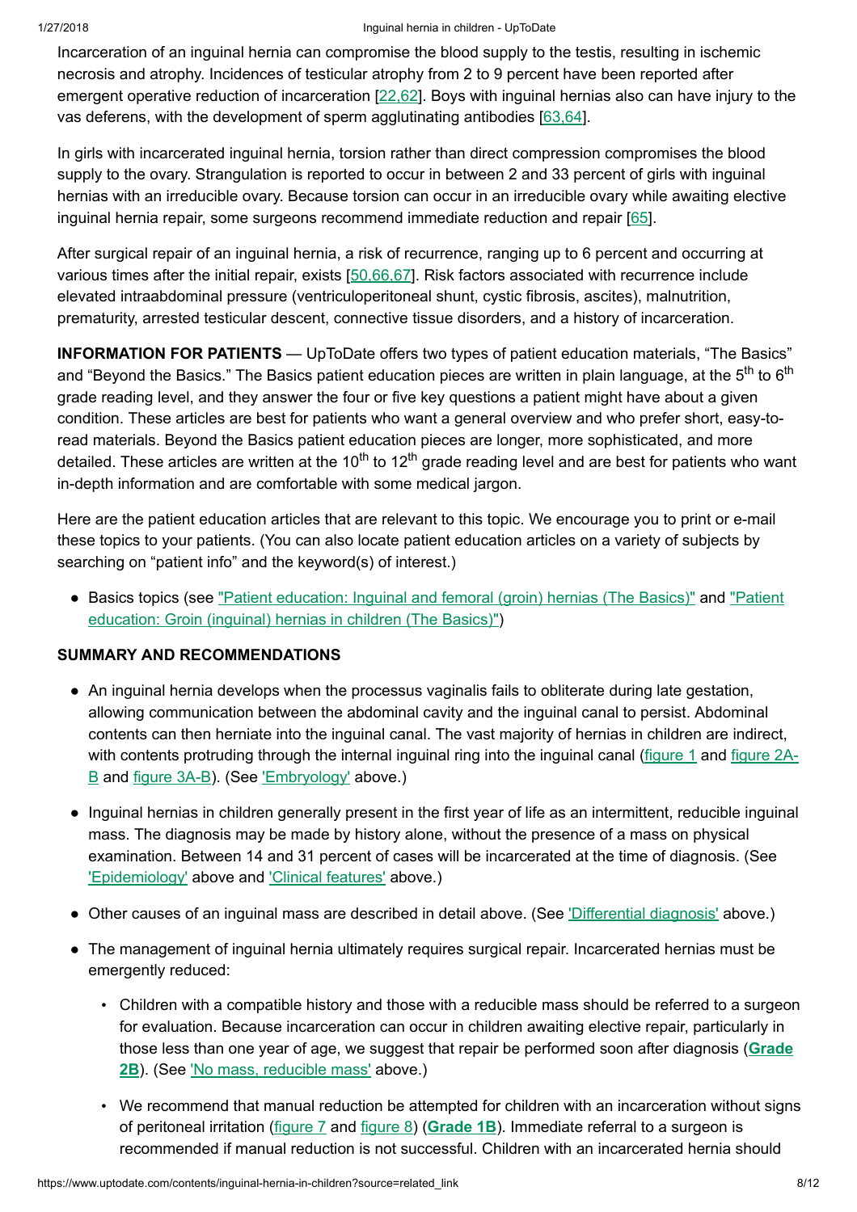Incarceration of an inguinal hernia can compromise the blood supply to the testis, resulting in ischemic necrosis and atrophy. Incidences of testicular atrophy from 2 to 9 percent have been reported after emergent operative reduction of incarceration [22,62]. Boys with inguinal hernias also can have injury to the vas deferens, with the development of sperm agglutinating antibodies [63,64].

In girls with incarcerated inguinal hernia, torsion rather than direct compression compromises the blood supply to the ovary. Strangulation is reported to occur in between 2 and 33 percent of girls with inguinal hernias with an irreducible ovary. Because torsion can occur in an irreducible ovary while awaiting elective inguinal hernia repair, some surgeons recommend immediate reduction and repair [65].

After surgical repair of an inguinal hernia, a risk of recurrence, ranging up to 6 percent and occurring at various times after the initial repair, exists [50,66,67]. Risk factors associated with recurrence include elevated intraabdominal pressure (ventriculoperitoneal shunt, cystic fibrosis, ascites), malnutrition, prematurity, arrested testicular descent, connective tissue disorders, and a history of incarceration.

**INFORMATION FOR PATIENTS** — UpToDate offers two types of patient education materials, "The Basics" and "Beyond the Basics." The Basics patient education pieces are written in plain language, at the 5th to 6th grade reading level, and they answer the four or five key questions a patient might have about a given condition. These articles are best for patients who want a general overview and who prefer short, easy-to-read materials. Beyond the Basics patient education pieces are longer, more sophisticated, and more detailed. These articles are written at the 10th to 12th grade reading level and are best for patients who want in-depth information and are comfortable with some medical jargon.

Here are the patient education articles that are relevant to this topic. We encourage you to print or e-mail these topics to your patients. (You can also locate patient education articles on a variety of subjects by searching on "patient info" and the keyword(s) of interest.)

- Basics topics (see "Patient education: Inguinal and femoral (groin) hernias (The Basics)" and "Patient education: Groin (inguinal) hernias in children (The Basics)")

**SUMMARY AND RECOMMENDATIONS**

- An inguinal hernia develops when the processus vaginalis fails to obliterate during late gestation, allowing communication between the abdominal cavity and the inguinal canal to persist. Abdominal contents can then herniate into the inguinal canal. The vast majority of hernias in children are indirect, with contents protruding through the internal inguinal ring into the inguinal canal (figure 1 and figure 2A-B and figure 3A-B). (See 'Embryology' above.)
- Inguinal hernias in children generally present in the first year of life as an intermittent, reducible inguinal mass. The diagnosis may be made by history alone, without the presence of a mass on physical examination. Between 14 and 31 percent of cases will be incarcerated at the time of diagnosis. (See 'Epidemiology' above and 'Clinical features' above.)
- Other causes of an inguinal mass are described in detail above. (See 'Differential diagnosis' above.)
- The management of inguinal hernia ultimately requires surgical repair. Incarcerated hernias must be emergently reduced:
  - Children with a compatible history and those with a reducible mass should be referred to a surgeon for evaluation. Because incarceration can occur in children awaiting elective repair, particularly in those less than one year of age, we suggest that repair be performed soon after diagnosis (**Grade 2B**). (See 'No mass, reducible mass' above.)
  - We recommend that manual reduction be attempted for children with an incarceration without signs of peritoneal irritation (figure 7 and figure 8) (**Grade 1B**). Immediate referral to a surgeon is recommended if manual reduction is not successful. Children with an incarcerated hernia should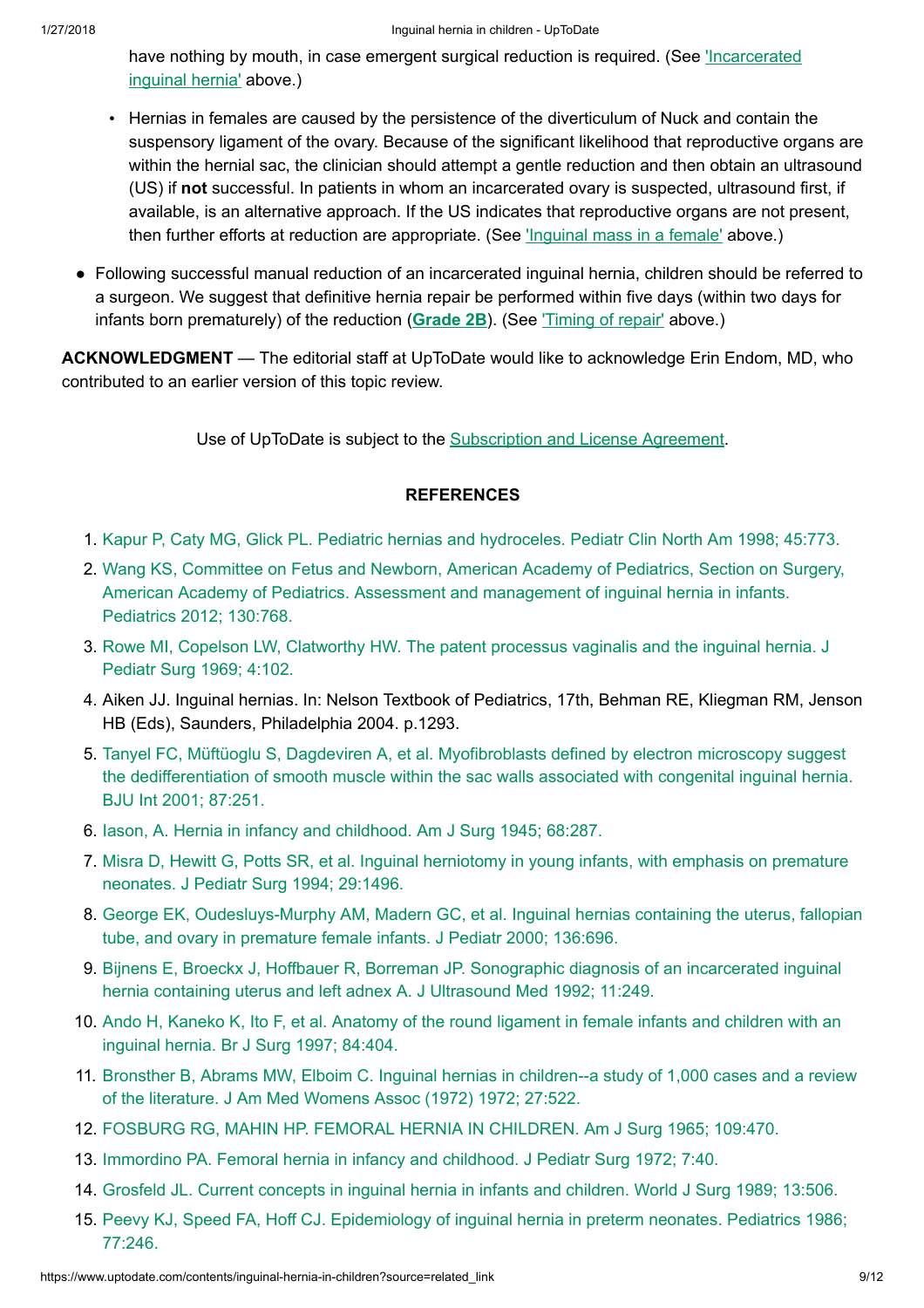have nothing by mouth, in case emergent surgical reduction is required. (See 'Incarcerated inguinal hernia' above.)

- Hernias in females are caused by the persistence of the diverticulum of Nuck and contain the suspensory ligament of the ovary. Because of the significant likelihood that reproductive organs are within the hernial sac, the clinician should attempt a gentle reduction and then obtain an ultrasound (US) if **not** successful. In patients in whom an incarcerated ovary is suspected, ultrasound first, if available, is an alternative approach. If the US indicates that reproductive organs are not present, then further efforts at reduction are appropriate. (See 'Inguinal mass in a female' above.)

- Following successful manual reduction of an incarcerated inguinal hernia, children should be referred to a surgeon. We suggest that definitive hernia repair be performed within five days (within two days for infants born prematurely) of the reduction (**Grade 2B**). (See 'Timing of repair' above.)

**ACKNOWLEDGMENT** — The editorial staff at UpToDate would like to acknowledge Erin Endom, MD, who contributed to an earlier version of this topic review.

Use of UpToDate is subject to the Subscription and License Agreement.

## REFERENCES

1. Kapur P, Caty MG, Glick PL. Pediatric hernias and hydroceles. Pediatr Clin North Am 1998; 45:773.
2. Wang KS, Committee on Fetus and Newborn, American Academy of Pediatrics, Section on Surgery, American Academy of Pediatrics. Assessment and management of inguinal hernia in infants. Pediatrics 2012; 130:768.
3. Rowe MI, Copelson LW, Clatworthy HW. The patent processus vaginalis and the inguinal hernia. J Pediatr Surg 1969; 4:102.
4. Aiken JJ. Inguinal hernias. In: Nelson Textbook of Pediatrics, 17th, Behman RE, Kliegman RM, Jenson HB (Eds), Saunders, Philadelphia 2004. p.1293.
5. Tanyel FC, Müftüoglu S, Dagdeviren A, et al. Myofibroblasts defined by electron microscopy suggest the dedifferentiation of smooth muscle within the sac walls associated with congenital inguinal hernia. BJU Int 2001; 87:251.
6. Iason, A. Hernia in infancy and childhood. Am J Surg 1945; 68:287.
7. Misra D, Hewitt G, Potts SR, et al. Inguinal herniotomy in young infants, with emphasis on premature neonates. J Pediatr Surg 1994; 29:1496.
8. George EK, Oudesluys-Murphy AM, Madern GC, et al. Inguinal hernias containing the uterus, fallopian tube, and ovary in premature female infants. J Pediatr 2000; 136:696.
9. Bijnens E, Broeckx J, Hoffbauer R, Borreman JP. Sonographic diagnosis of an incarcerated inguinal hernia containing uterus and left adnex A. J Ultrasound Med 1992; 11:249.
10. Ando H, Kaneko K, Ito F, et al. Anatomy of the round ligament in female infants and children with an inguinal hernia. Br J Surg 1997; 84:404.
11. Bronsther B, Abrams MW, Elboim C. Inguinal hernias in children--a study of 1,000 cases and a review of the literature. J Am Med Womens Assoc (1972) 1972; 27:522.
12. FOSBURG RG, MAHIN HP. FEMORAL HERNIA IN CHILDREN. Am J Surg 1965; 109:470.
13. Immordino PA. Femoral hernia in infancy and childhood. J Pediatr Surg 1972; 7:40.
14. Grosfeld JL. Current concepts in inguinal hernia in infants and children. World J Surg 1989; 13:506.
15. Peevy KJ, Speed FA, Hoff CJ. Epidemiology of inguinal hernia in preterm neonates. Pediatrics 1986; 77:246.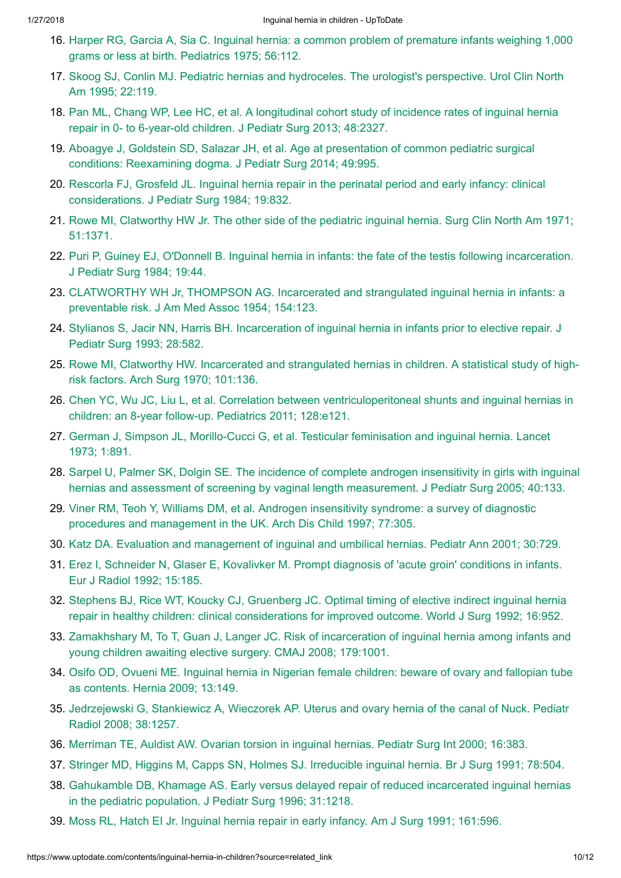16. Harper RG, Garcia A, Sia C. Inguinal hernia: a common problem of premature infants weighing 1,000 grams or less at birth. Pediatrics 1975; 56:112.
17. Skoog SJ, Conlin MJ. Pediatric hernias and hydroceles. The urologist's perspective. Urol Clin North Am 1995; 22:119.
18. Pan ML, Chang WP, Lee HC, et al. A longitudinal cohort study of incidence rates of inguinal hernia repair in 0- to 6-year-old children. J Pediatr Surg 2013; 48:2327.
19. Aboagye J, Goldstein SD, Salazar JH, et al. Age at presentation of common pediatric surgical conditions: Reexamining dogma. J Pediatr Surg 2014; 49:995.
20. Rescorla FJ, Grosfeld JL. Inguinal hernia repair in the perinatal period and early infancy: clinical considerations. J Pediatr Surg 1984; 19:832.
21. Rowe MI, Clatworthy HW Jr. The other side of the pediatric inguinal hernia. Surg Clin North Am 1971; 51:1371.
22. Puri P, Guiney EJ, O'Donnell B. Inguinal hernia in infants: the fate of the testis following incarceration. J Pediatr Surg 1984; 19:44.
23. CLATWORTHY WH Jr, THOMPSON AG. Incarcerated and strangulated inguinal hernia in infants: a preventable risk. J Am Med Assoc 1954; 154:123.
24. Stylianos S, Jacir NN, Harris BH. Incarceration of inguinal hernia in infants prior to elective repair. J Pediatr Surg 1993; 28:582.
25. Rowe MI, Clatworthy HW. Incarcerated and strangulated hernias in children. A statistical study of high-risk factors. Arch Surg 1970; 101:136.
26. Chen YC, Wu JC, Liu L, et al. Correlation between ventriculoperitoneal shunts and inguinal hernias in children: an 8-year follow-up. Pediatrics 2011; 128:e121.
27. German J, Simpson JL, Morillo-Cucci G, et al. Testicular feminisation and inguinal hernia. Lancet 1973; 1:891.
28. Sarpel U, Palmer SK, Dolgin SE. The incidence of complete androgen insensitivity in girls with inguinal hernias and assessment of screening by vaginal length measurement. J Pediatr Surg 2005; 40:133.
29. Viner RM, Teoh Y, Williams DM, et al. Androgen insensitivity syndrome: a survey of diagnostic procedures and management in the UK. Arch Dis Child 1997; 77:305.
30. Katz DA. Evaluation and management of inguinal and umbilical hernias. Pediatr Ann 2001; 30:729.
31. Erez I, Schneider N, Glaser E, Kovalivker M. Prompt diagnosis of 'acute groin' conditions in infants. Eur J Radiol 1992; 15:185.
32. Stephens BJ, Rice WT, Koucky CJ, Gruenberg JC. Optimal timing of elective indirect inguinal hernia repair in healthy children: clinical considerations for improved outcome. World J Surg 1992; 16:952.
33. Zamakhshary M, To T, Guan J, Langer JC. Risk of incarceration of inguinal hernia among infants and young children awaiting elective surgery. CMAJ 2008; 179:1001.
34. Osifo OD, Ovueni ME. Inguinal hernia in Nigerian female children: beware of ovary and fallopian tube as contents. Hernia 2009; 13:149.
35. Jedrzejewski G, Stankiewicz A, Wieczorek AP. Uterus and ovary hernia of the canal of Nuck. Pediatr Radiol 2008; 38:1257.
36. Merriman TE, Auldist AW. Ovarian torsion in inguinal hernias. Pediatr Surg Int 2000; 16:383.
37. Stringer MD, Higgins M, Capps SN, Holmes SJ. Irreducible inguinal hernia. Br J Surg 1991; 78:504.
38. Gahukamble DB, Khamage AS. Early versus delayed repair of reduced incarcerated inguinal hernias in the pediatric population. J Pediatr Surg 1996; 31:1218.
39. Moss RL, Hatch EI Jr. Inguinal hernia repair in early infancy. Am J Surg 1991; 161:596.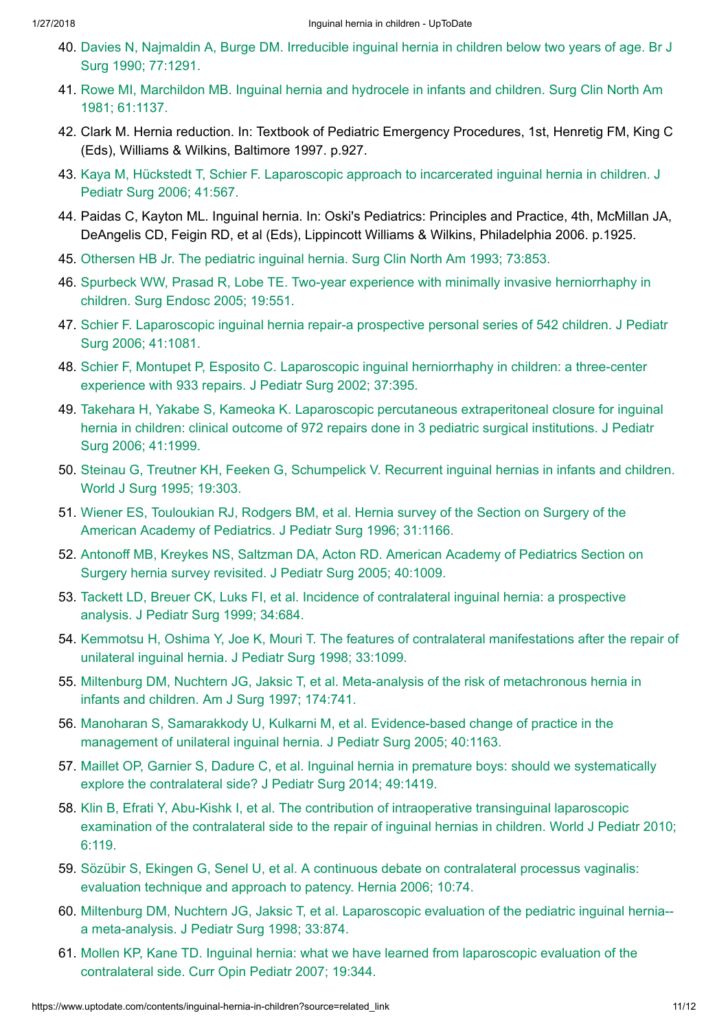40. Davies N, Najmaldin A, Burge DM. Irreducible inguinal hernia in children below two years of age. Br J Surg 1990; 77:1291.
41. Rowe MI, Marchildon MB. Inguinal hernia and hydrocele in infants and children. Surg Clin North Am 1981; 61:1137.
42. Clark M. Hernia reduction. In: Textbook of Pediatric Emergency Procedures, 1st, Henretig FM, King C (Eds), Williams & Wilkins, Baltimore 1997. p.927.
43. Kaya M, Hückstedt T, Schier F. Laparoscopic approach to incarcerated inguinal hernia in children. J Pediatr Surg 2006; 41:567.
44. Paidas C, Kayton ML. Inguinal hernia. In: Oski's Pediatrics: Principles and Practice, 4th, McMillan JA, DeAngelis CD, Feigin RD, et al (Eds), Lippincott Williams & Wilkins, Philadelphia 2006. p.1925.
45. Othersen HB Jr. The pediatric inguinal hernia. Surg Clin North Am 1993; 73:853.
46. Spurbeck WW, Prasad R, Lobe TE. Two-year experience with minimally invasive herniorrhaphy in children. Surg Endosc 2005; 19:551.
47. Schier F. Laparoscopic inguinal hernia repair-a prospective personal series of 542 children. J Pediatr Surg 2006; 41:1081.
48. Schier F, Montupet P, Esposito C. Laparoscopic inguinal herniorrhaphy in children: a three-center experience with 933 repairs. J Pediatr Surg 2002; 37:395.
49. Takehara H, Yakabe S, Kameoka K. Laparoscopic percutaneous extraperitoneal closure for inguinal hernia in children: clinical outcome of 972 repairs done in 3 pediatric surgical institutions. J Pediatr Surg 2006; 41:1999.
50. Steinau G, Treutner KH, Feeken G, Schumpelick V. Recurrent inguinal hernias in infants and children. World J Surg 1995; 19:303.
51. Wiener ES, Touloukian RJ, Rodgers BM, et al. Hernia survey of the Section on Surgery of the American Academy of Pediatrics. J Pediatr Surg 1996; 31:1166.
52. Antonoff MB, Kreykes NS, Saltzman DA, Acton RD. American Academy of Pediatrics Section on Surgery hernia survey revisited. J Pediatr Surg 2005; 40:1009.
53. Tackett LD, Breuer CK, Luks FI, et al. Incidence of contralateral inguinal hernia: a prospective analysis. J Pediatr Surg 1999; 34:684.
54. Kemmotsu H, Oshima Y, Joe K, Mouri T. The features of contralateral manifestations after the repair of unilateral inguinal hernia. J Pediatr Surg 1998; 33:1099.
55. Miltenburg DM, Nuchtern JG, Jaksic T, et al. Meta-analysis of the risk of metachronous hernia in infants and children. Am J Surg 1997; 174:741.
56. Manoharan S, Samarakkody U, Kulkarni M, et al. Evidence-based change of practice in the management of unilateral inguinal hernia. J Pediatr Surg 2005; 40:1163.
57. Maillet OP, Garnier S, Dadure C, et al. Inguinal hernia in premature boys: should we systematically explore the contralateral side? J Pediatr Surg 2014; 49:1419.
58. Klin B, Efrati Y, Abu-Kishk I, et al. The contribution of intraoperative transinguinal laparoscopic examination of the contralateral side to the repair of inguinal hernias in children. World J Pediatr 2010; 6:119.
59. Sözübir S, Ekingen G, Senel U, et al. A continuous debate on contralateral processus vaginalis: evaluation technique and approach to patency. Hernia 2006; 10:74.
60. Miltenburg DM, Nuchtern JG, Jaksic T, et al. Laparoscopic evaluation of the pediatric inguinal hernia--a meta-analysis. J Pediatr Surg 1998; 33:874.
61. Mollen KP, Kane TD. Inguinal hernia: what we have learned from laparoscopic evaluation of the contralateral side. Curr Opin Pediatr 2007; 19:344.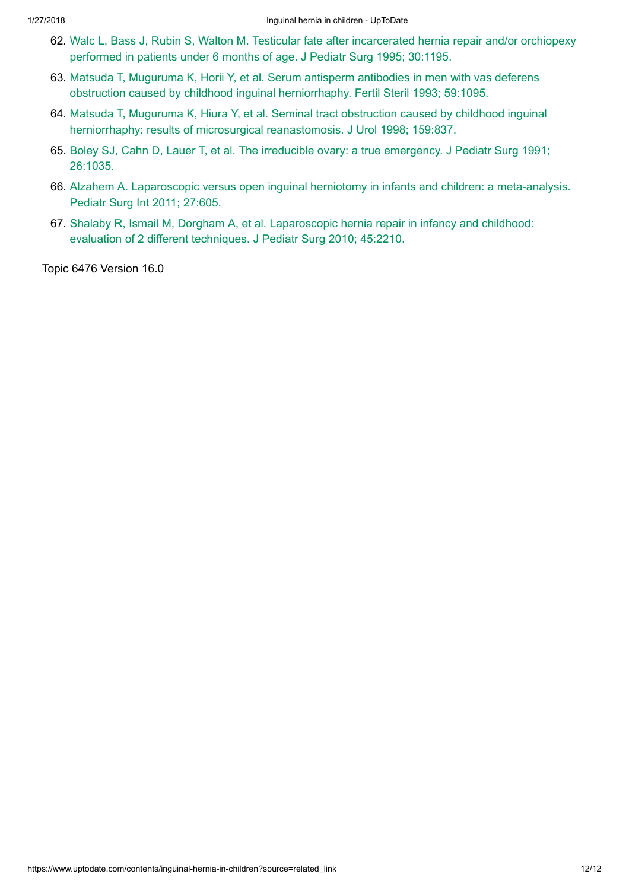62. Walc L, Bass J, Rubin S, Walton M. Testicular fate after incarcerated hernia repair and/or orchiopexy performed in patients under 6 months of age. J Pediatr Surg 1995; 30:1195.
63. Matsuda T, Muguruma K, Horii Y, et al. Serum antisperm antibodies in men with vas deferens obstruction caused by childhood inguinal herniorrhaphy. Fertil Steril 1993; 59:1095.
64. Matsuda T, Muguruma K, Hiura Y, et al. Seminal tract obstruction caused by childhood inguinal herniorrhaphy: results of microsurgical reanastomosis. J Urol 1998; 159:837.
65. Boley SJ, Cahn D, Lauer T, et al. The irreducible ovary: a true emergency. J Pediatr Surg 1991; 26:1035.
66. Alzahem A. Laparoscopic versus open inguinal herniotomy in infants and children: a meta-analysis. Pediatr Surg Int 2011; 27:605.
67. Shalaby R, Ismail M, Dorgham A, et al. Laparoscopic hernia repair in infancy and childhood: evaluation of 2 different techniques. J Pediatr Surg 2010; 45:2210.

Topic 6476 Version 16.0